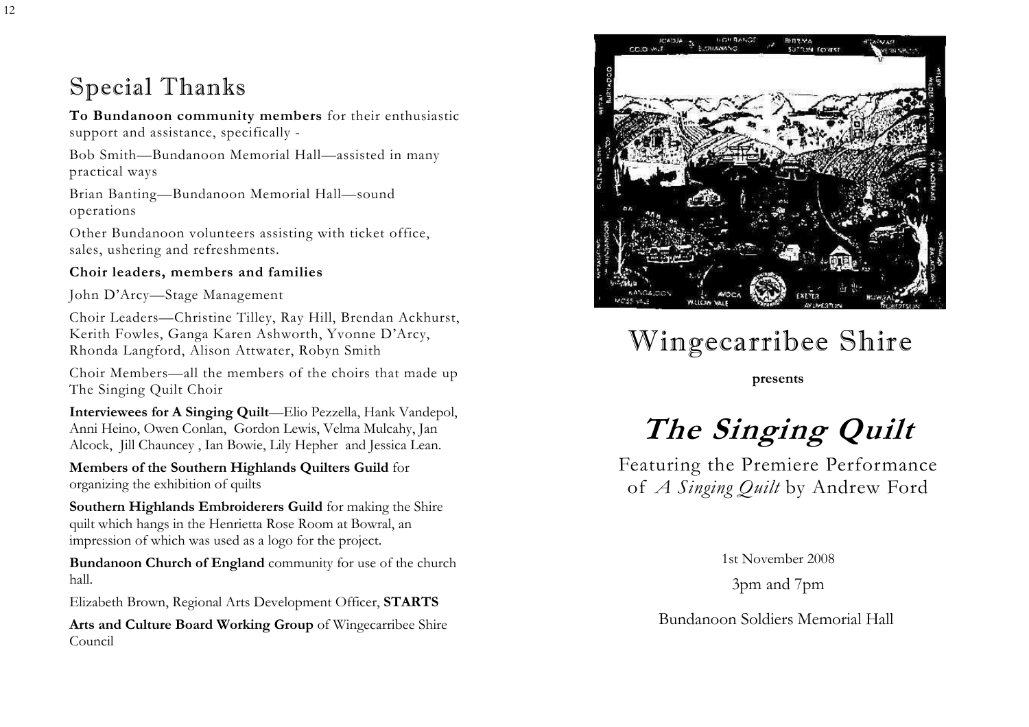## Special Thanks

**To Bundanoon community members** for their enthusiastic support and assistance, specifically -

Bob Smith—Bundanoon Memorial Hall—assisted in many practical ways

Brian Banting—Bundanoon Memorial Hall—sound operations

Other Bundanoon volunteers assisting with ticket office, sales, ushering and refreshments.

**Choir leaders, members and families**

John D'Arcy—Stage Management

Choir Leaders—Christine Tilley, Ray Hill, Brendan Ackhurst, Kerith Fowles, Ganga Karen Ashworth, Yvonne D'Arcy, Rhonda Langford, Alison Attwater, Robyn Smith

Choir Members—all the members of the choirs that made up The Singing Quilt Choir

**Interviewees for A Singing Quilt**—Elio Pezzella, Hank Vandepol, Anni Heino, Owen Conlan, Gordon Lewis, Velma Mulcahy, Jan Alcock, Jill Chauncey , Ian Bowie, Lily Hepher and Jessica Lean.

**Members of the Southern Highlands Quilters Guild** for organizing the exhibition of quilts

**Southern Highlands Embroiderers Guild** for making the Shire quilt which hangs in the Henrietta Rose Room at Bowral, an impression of which was used as a logo for the project.

**Bundanoon Church of England** community for use of the church hall.

Elizabeth Brown, Regional Arts Development Officer, **STARTS**

**Arts and Culture Board Working Group** of Wingecarribee Shire Council

# Wingecarribee Shire

**presents**

# *The Singing Quilt*

Featuring the Premiere Performance of *A Singing Quilt* by Andrew Ford

1st November 2008

3pm and 7pm

Bundanoon Soldiers Memorial Hall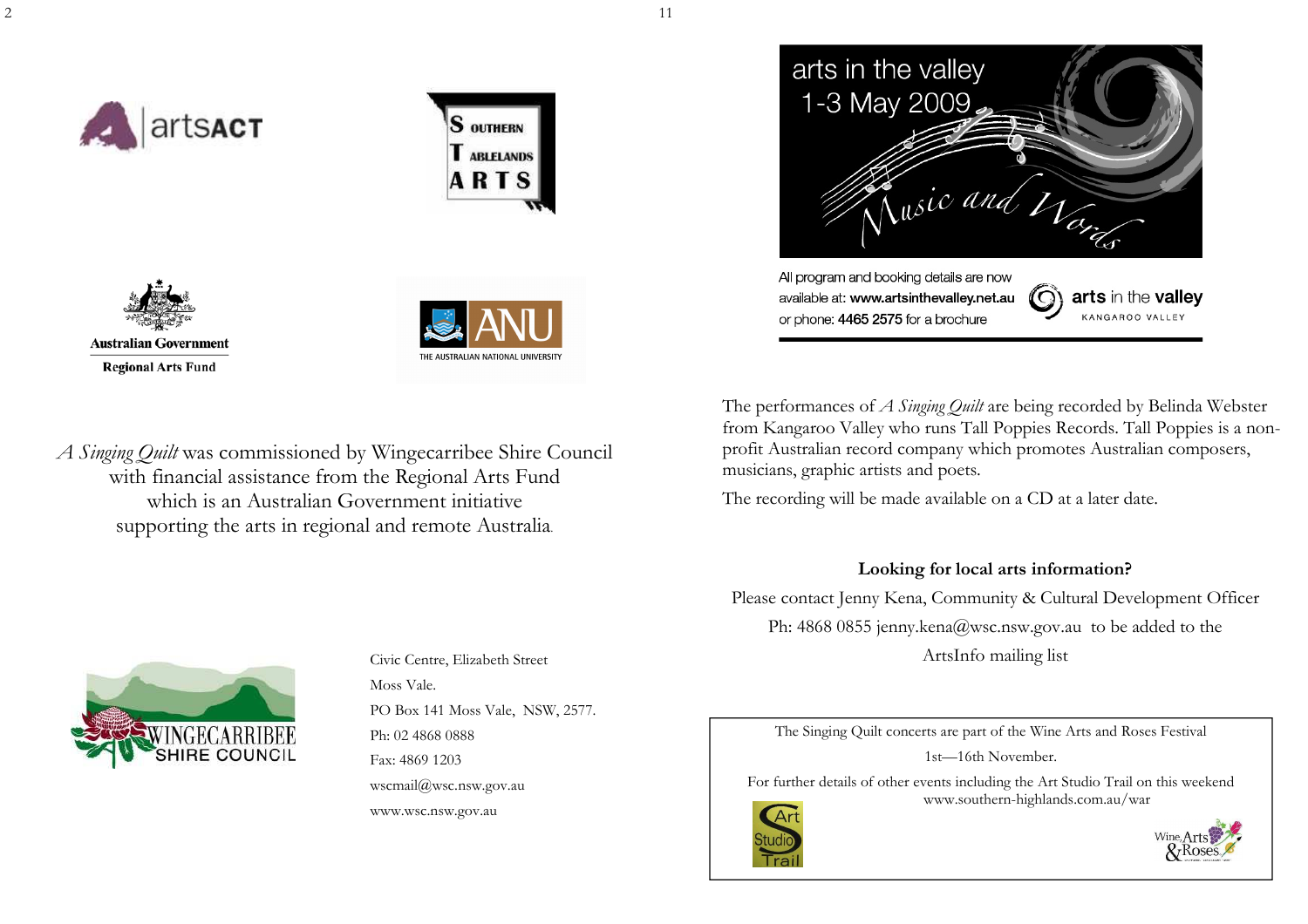artsACT

SOUTHERN TABLELANDS ARTS

Australian Government
Regional Arts Fund

ANU
THE AUSTRALIAN NATIONAL UNIVERSITY

*A Singing Quilt* was commissioned by Wingecarribee Shire Council with financial assistance from the Regional Arts Fund which is an Australian Government initiative supporting the arts in regional and remote Australia.

WINGECARRIBEE SHIRE COUNCIL

Civic Centre, Elizabeth Street
Moss Vale.
PO Box 141 Moss Vale, NSW, 2577.
Ph: 02 4868 0888
Fax: 4869 1203
wscmail@wsc.nsw.gov.au
www.wsc.nsw.gov.au

arts in the valley
1-3 May 2009
Music and Words

All program and booking details are now available at: **www.artsinthevalley.net.au** or phone: **4465 2575** for a brochure

**arts** in the **valley**
KANGAROO VALLEY

The performances of *A Singing Quilt* are being recorded by Belinda Webster from Kangaroo Valley who runs Tall Poppies Records. Tall Poppies is a non-profit Australian record company which promotes Australian composers, musicians, graphic artists and poets.

The recording will be made available on a CD at a later date.

**Looking for local arts information?**

Please contact Jenny Kena, Community & Cultural Development Officer
Ph: 4868 0855 jenny.kena@wsc.nsw.gov.au to be added to the ArtsInfo mailing list

The Singing Quilt concerts are part of the Wine Arts and Roses Festival
1st—16th November.
For further details of other events including the Art Studio Trail on this weekend
www.southern-highlands.com.au/war

Art Studio Trail

Wine, Arts & Roses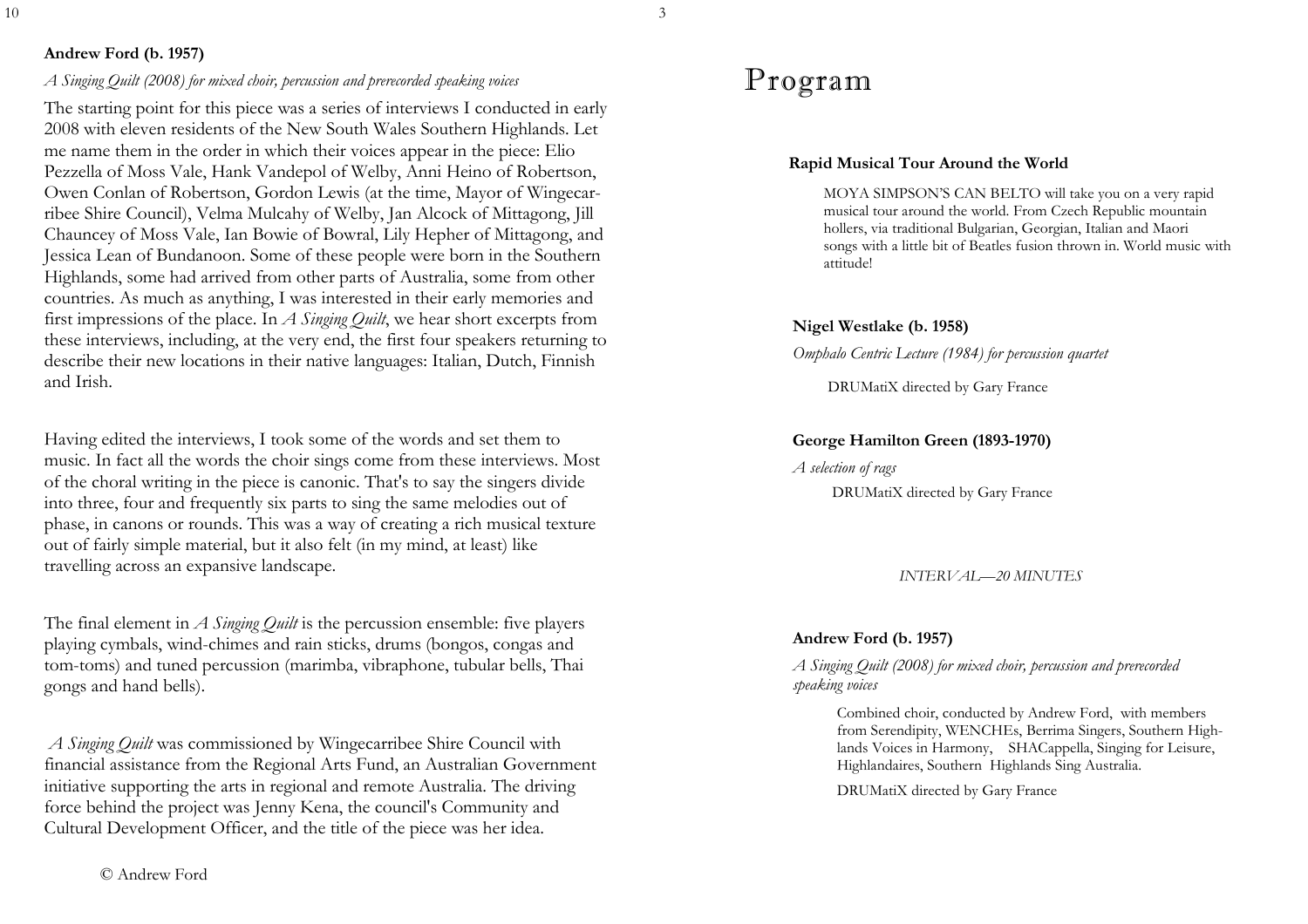**Andrew Ford (b. 1957)**

*A Singing Quilt (2008) for mixed choir, percussion and prerecorded speaking voices*

The starting point for this piece was a series of interviews I conducted in early 2008 with eleven residents of the New South Wales Southern Highlands. Let me name them in the order in which their voices appear in the piece: Elio Pezzella of Moss Vale, Hank Vandepol of Welby, Anni Heino of Robertson, Owen Conlan of Robertson, Gordon Lewis (at the time, Mayor of Wingecarribee Shire Council), Velma Mulcahy of Welby, Jan Alcock of Mittagong, Jill Chauncey of Moss Vale, Ian Bowie of Bowral, Lily Hepher of Mittagong, and Jessica Lean of Bundanoon. Some of these people were born in the Southern Highlands, some had arrived from other parts of Australia, some from other countries. As much as anything, I was interested in their early memories and first impressions of the place. In *A Singing Quilt*, we hear short excerpts from these interviews, including, at the very end, the first four speakers returning to describe their new locations in their native languages: Italian, Dutch, Finnish and Irish.

Having edited the interviews, I took some of the words and set them to music. In fact all the words the choir sings come from these interviews. Most of the choral writing in the piece is canonic. That's to say the singers divide into three, four and frequently six parts to sing the same melodies out of phase, in canons or rounds. This was a way of creating a rich musical texture out of fairly simple material, but it also felt (in my mind, at least) like travelling across an expansive landscape.

The final element in *A Singing Quilt* is the percussion ensemble: five players playing cymbals, wind-chimes and rain sticks, drums (bongos, congas and tom-toms) and tuned percussion (marimba, vibraphone, tubular bells, Thai gongs and hand bells).

*A Singing Quilt* was commissioned by Wingecarribee Shire Council with financial assistance from the Regional Arts Fund, an Australian Government initiative supporting the arts in regional and remote Australia. The driving force behind the project was Jenny Kena, the council's Community and Cultural Development Officer, and the title of the piece was her idea.

© Andrew Ford

# Program

**Rapid Musical Tour Around the World**

MOYA SIMPSON'S CAN BELTO will take you on a very rapid musical tour around the world. From Czech Republic mountain hollers, via traditional Bulgarian, Georgian, Italian and Maori songs with a little bit of Beatles fusion thrown in. World music with attitude!

**Nigel Westlake (b. 1958)**

*Omphalo Centric Lecture (1984) for percussion quartet*

DRUMatiX directed by Gary France

**George Hamilton Green (1893-1970)**

*A selection of rags*

DRUMatiX directed by Gary France

*INTERVAL—20 MINUTES*

**Andrew Ford (b. 1957)**

*A Singing Quilt (2008) for mixed choir, percussion and prerecorded speaking voices*

Combined choir, conducted by Andrew Ford, with members from Serendipity, WENCHEs, Berrima Singers, Southern Highlands Voices in Harmony, SHACappella, Singing for Leisure, Highlandaires, Southern Highlands Sing Australia.

DRUMatiX directed by Gary France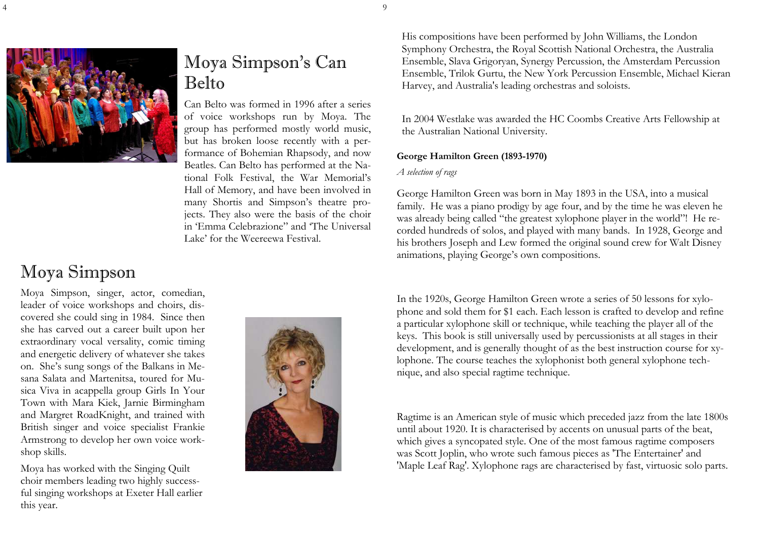## Moya Simpson's Can Belto

Can Belto was formed in 1996 after a series of voice workshops run by Moya. The group has performed mostly world music, but has broken loose recently with a performance of Bohemian Rhapsody, and now Beatles. Can Belto has performed at the National Folk Festival, the War Memorial's Hall of Memory, and have been involved in many Shortis and Simpson's theatre projects. They also were the basis of the choir in 'Emma Celebrazione" and 'The Universal Lake' for the Weereewa Festival.

## Moya Simpson

Moya Simpson, singer, actor, comedian, leader of voice workshops and choirs, discovered she could sing in 1984. Since then she has carved out a career built upon her extraordinary vocal versality, comic timing and energetic delivery of whatever she takes on. She's sung songs of the Balkans in Mesana Salata and Martenitsa, toured for Musica Viva in acappella group Girls In Your Town with Mara Kiek, Jarnie Birmingham and Margret RoadKnight, and trained with British singer and voice specialist Frankie Armstrong to develop her own voice workshop skills.

Moya has worked with the Singing Quilt choir members leading two highly successful singing workshops at Exeter Hall earlier this year.

His compositions have been performed by John Williams, the London Symphony Orchestra, the Royal Scottish National Orchestra, the Australia Ensemble, Slava Grigoryan, Synergy Percussion, the Amsterdam Percussion Ensemble, Trilok Gurtu, the New York Percussion Ensemble, Michael Kieran Harvey, and Australia's leading orchestras and soloists.

In 2004 Westlake was awarded the HC Coombs Creative Arts Fellowship at the Australian National University.

**George Hamilton Green (1893-1970)**

*A selection of rags*

George Hamilton Green was born in May 1893 in the USA, into a musical family. He was a piano prodigy by age four, and by the time he was eleven he was already being called "the greatest xylophone player in the world"! He recorded hundreds of solos, and played with many bands. In 1928, George and his brothers Joseph and Lew formed the original sound crew for Walt Disney animations, playing George's own compositions.

In the 1920s, George Hamilton Green wrote a series of 50 lessons for xylophone and sold them for $1 each. Each lesson is crafted to develop and refine a particular xylophone skill or technique, while teaching the player all of the keys. This book is still universally used by percussionists at all stages in their development, and is generally thought of as the best instruction course for xylophone. The course teaches the xylophonist both general xylophone technique, and also special ragtime technique.

Ragtime is an American style of music which preceded jazz from the late 1800s until about 1920. It is characterised by accents on unusual parts of the beat, which gives a syncopated style. One of the most famous ragtime composers was Scott Joplin, who wrote such famous pieces as 'The Entertainer' and 'Maple Leaf Rag'. Xylophone rags are characterised by fast, virtuosic solo parts.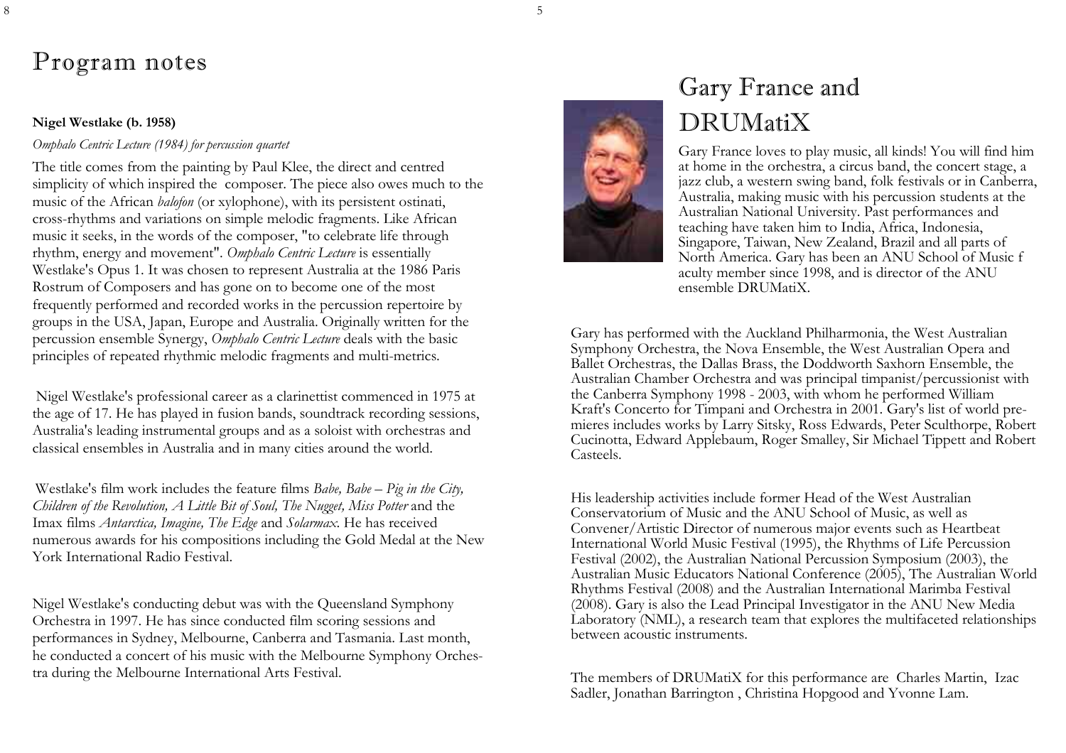# Program notes

**Nigel Westlake (b. 1958)**

*Omphalo Centric Lecture (1984) for percussion quartet*

The title comes from the painting by Paul Klee, the direct and centred simplicity of which inspired the composer. The piece also owes much to the music of the African *balofon* (or xylophone), with its persistent ostinati, cross-rhythms and variations on simple melodic fragments. Like African music it seeks, in the words of the composer, "to celebrate life through rhythm, energy and movement". *Omphalo Centric Lecture* is essentially Westlake's Opus 1. It was chosen to represent Australia at the 1986 Paris Rostrum of Composers and has gone on to become one of the most frequently performed and recorded works in the percussion repertoire by groups in the USA, Japan, Europe and Australia. Originally written for the percussion ensemble Synergy, *Omphalo Centric Lecture* deals with the basic principles of repeated rhythmic melodic fragments and multi-metrics.

Nigel Westlake's professional career as a clarinettist commenced in 1975 at the age of 17. He has played in fusion bands, soundtrack recording sessions, Australia's leading instrumental groups and as a soloist with orchestras and classical ensembles in Australia and in many cities around the world.

Westlake's film work includes the feature films *Babe, Babe – Pig in the City, Children of the Revolution, A Little Bit of Soul, The Nugget, Miss Potter* and the Imax films *Antarctica, Imagine, The Edge* and *Solarmax*. He has received numerous awards for his compositions including the Gold Medal at the New York International Radio Festival.

Nigel Westlake's conducting debut was with the Queensland Symphony Orchestra in 1997. He has since conducted film scoring sessions and performances in Sydney, Melbourne, Canberra and Tasmania. Last month, he conducted a concert of his music with the Melbourne Symphony Orchestra during the Melbourne International Arts Festival.

# Gary France and DRUMatiX

Gary France loves to play music, all kinds! You will find him at home in the orchestra, a circus band, the concert stage, a jazz club, a western swing band, folk festivals or in Canberra, Australia, making music with his percussion students at the Australian National University. Past performances and teaching have taken him to India, Africa, Indonesia, Singapore, Taiwan, New Zealand, Brazil and all parts of North America. Gary has been an ANU School of Music faculty member since 1998, and is director of the ANU ensemble DRUMatiX.

Gary has performed with the Auckland Philharmonia, the West Australian Symphony Orchestra, the Nova Ensemble, the West Australian Opera and Ballet Orchestras, the Dallas Brass, the Doddworth Saxhorn Ensemble, the Australian Chamber Orchestra and was principal timpanist/percussionist with the Canberra Symphony 1998 - 2003, with whom he performed William Kraft's Concerto for Timpani and Orchestra in 2001. Gary's list of world premieres includes works by Larry Sitsky, Ross Edwards, Peter Sculthorpe, Robert Cucinotta, Edward Applebaum, Roger Smalley, Sir Michael Tippett and Robert Casteels.

His leadership activities include former Head of the West Australian Conservatorium of Music and the ANU School of Music, as well as Convener/Artistic Director of numerous major events such as Heartbeat International World Music Festival (1995), the Rhythms of Life Percussion Festival (2002), the Australian National Percussion Symposium (2003), the Australian Music Educators National Conference (2005), The Australian World Rhythms Festival (2008) and the Australian International Marimba Festival (2008). Gary is also the Lead Principal Investigator in the ANU New Media Laboratory (NML), a research team that explores the multifaceted relationships between acoustic instruments.

The members of DRUMatiX for this performance are Charles Martin, Izac Sadler, Jonathan Barrington , Christina Hopgood and Yvonne Lam.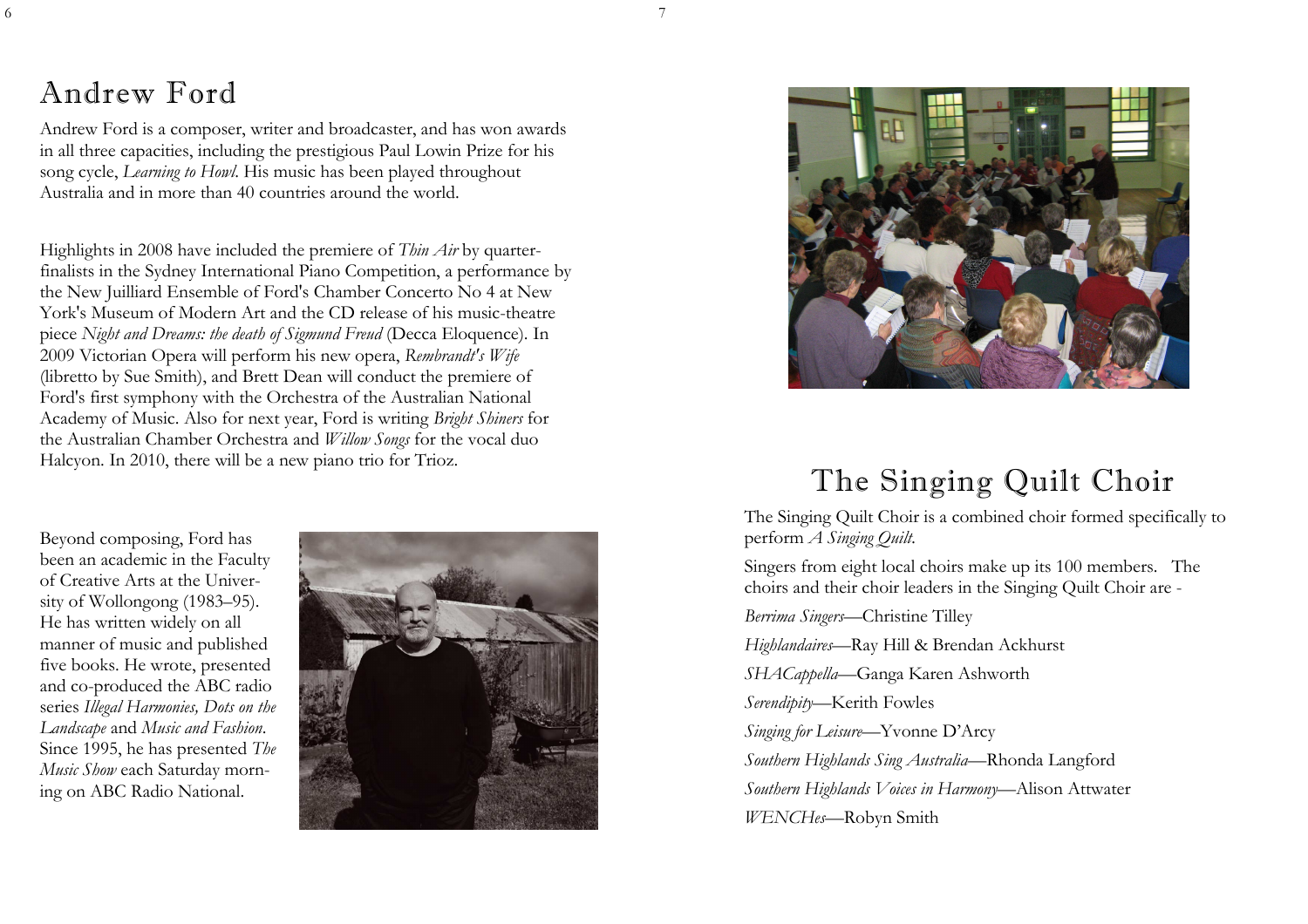# Andrew Ford

Andrew Ford is a composer, writer and broadcaster, and has won awards in all three capacities, including the prestigious Paul Lowin Prize for his song cycle, *Learning to Howl*. His music has been played throughout Australia and in more than 40 countries around the world.

Highlights in 2008 have included the premiere of *Thin Air* by quarter-finalists in the Sydney International Piano Competition, a performance by the New Juilliard Ensemble of Ford's Chamber Concerto No 4 at New York's Museum of Modern Art and the CD release of his music-theatre piece *Night and Dreams: the death of Sigmund Freud* (Decca Eloquence). In 2009 Victorian Opera will perform his new opera, *Rembrandt's Wife* (libretto by Sue Smith), and Brett Dean will conduct the premiere of Ford's first symphony with the Orchestra of the Australian National Academy of Music. Also for next year, Ford is writing *Bright Shiners* for the Australian Chamber Orchestra and *Willow Songs* for the vocal duo Halcyon. In 2010, there will be a new piano trio for Trioz.

Beyond composing, Ford has been an academic in the Faculty of Creative Arts at the University of Wollongong (1983–95). He has written widely on all manner of music and published five books. He wrote, presented and co-produced the ABC radio series *Illegal Harmonies, Dots on the Landscape* and *Music and Fashion*. Since 1995, he has presented *The Music Show* each Saturday morning on ABC Radio National.

# The Singing Quilt Choir

The Singing Quilt Choir is a combined choir formed specifically to perform *A Singing Quilt*.

Singers from eight local choirs make up its 100 members. The choirs and their choir leaders in the Singing Quilt Choir are -

*Berrima Singers*—Christine Tilley

*Highlandaires*—Ray Hill & Brendan Ackhurst

*SHACappella*—Ganga Karen Ashworth

*Serendipity*—Kerith Fowles

*Singing for Leisure*—Yvonne D'Arcy

*Southern Highlands Sing Australia*—Rhonda Langford

*Southern Highlands Voices in Harmony*—Alison Attwater

*WENCHes*—Robyn Smith